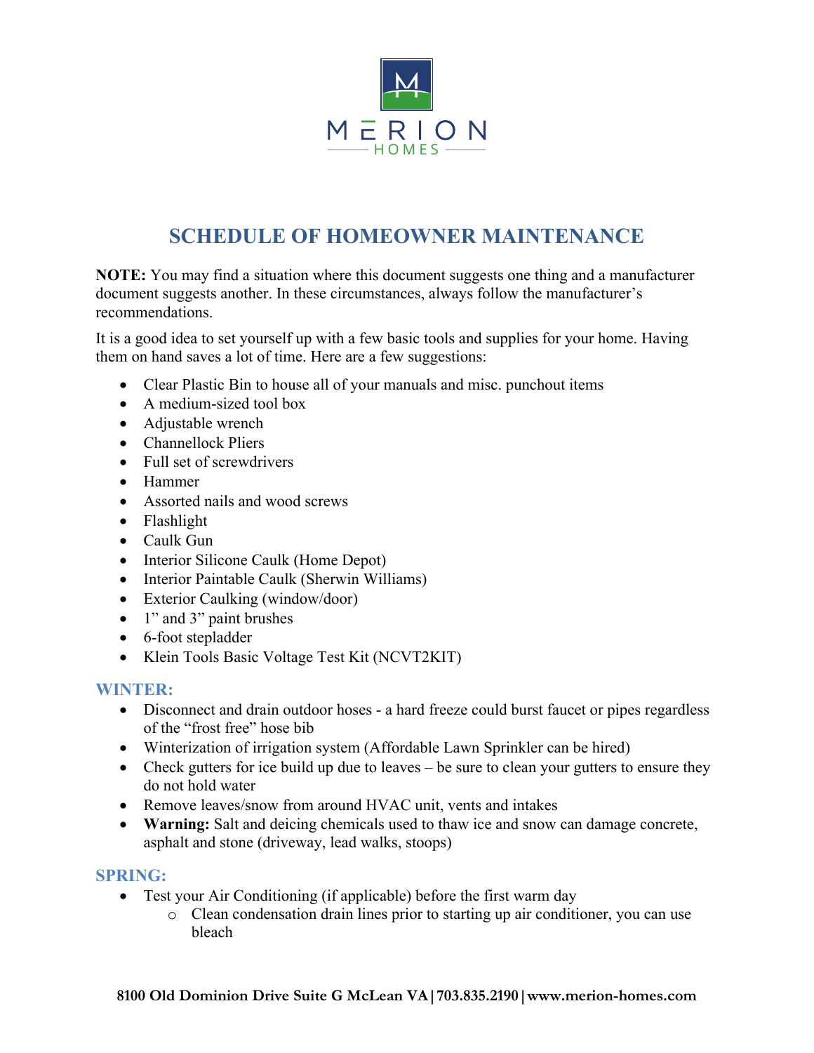MERION HOMES

# SCHEDULE OF HOMEOWNER MAINTENANCE

**NOTE:** You may find a situation where this document suggests one thing and a manufacturer document suggests another. In these circumstances, always follow the manufacturer's recommendations.

It is a good idea to set yourself up with a few basic tools and supplies for your home. Having them on hand saves a lot of time. Here are a few suggestions:

- Clear Plastic Bin to house all of your manuals and misc. punchout items
- A medium-sized tool box
- Adjustable wrench
- Channellock Pliers
- Full set of screwdrivers
- Hammer
- Assorted nails and wood screws
- Flashlight
- Caulk Gun
- Interior Silicone Caulk (Home Depot)
- Interior Paintable Caulk (Sherwin Williams)
- Exterior Caulking (window/door)
- 1" and 3" paint brushes
- 6-foot stepladder
- Klein Tools Basic Voltage Test Kit (NCVT2KIT)

## WINTER:

- Disconnect and drain outdoor hoses - a hard freeze could burst faucet or pipes regardless of the "frost free" hose bib
- Winterization of irrigation system (Affordable Lawn Sprinkler can be hired)
- Check gutters for ice build up due to leaves – be sure to clean your gutters to ensure they do not hold water
- Remove leaves/snow from around HVAC unit, vents and intakes
- **Warning:** Salt and deicing chemicals used to thaw ice and snow can damage concrete, asphalt and stone (driveway, lead walks, stoops)

## SPRING:

- Test your Air Conditioning (if applicable) before the first warm day
  - Clean condensation drain lines prior to starting up air conditioner, you can use bleach

8100 Old Dominion Drive Suite G McLean VA | 703.835.2190 | www.merion-homes.com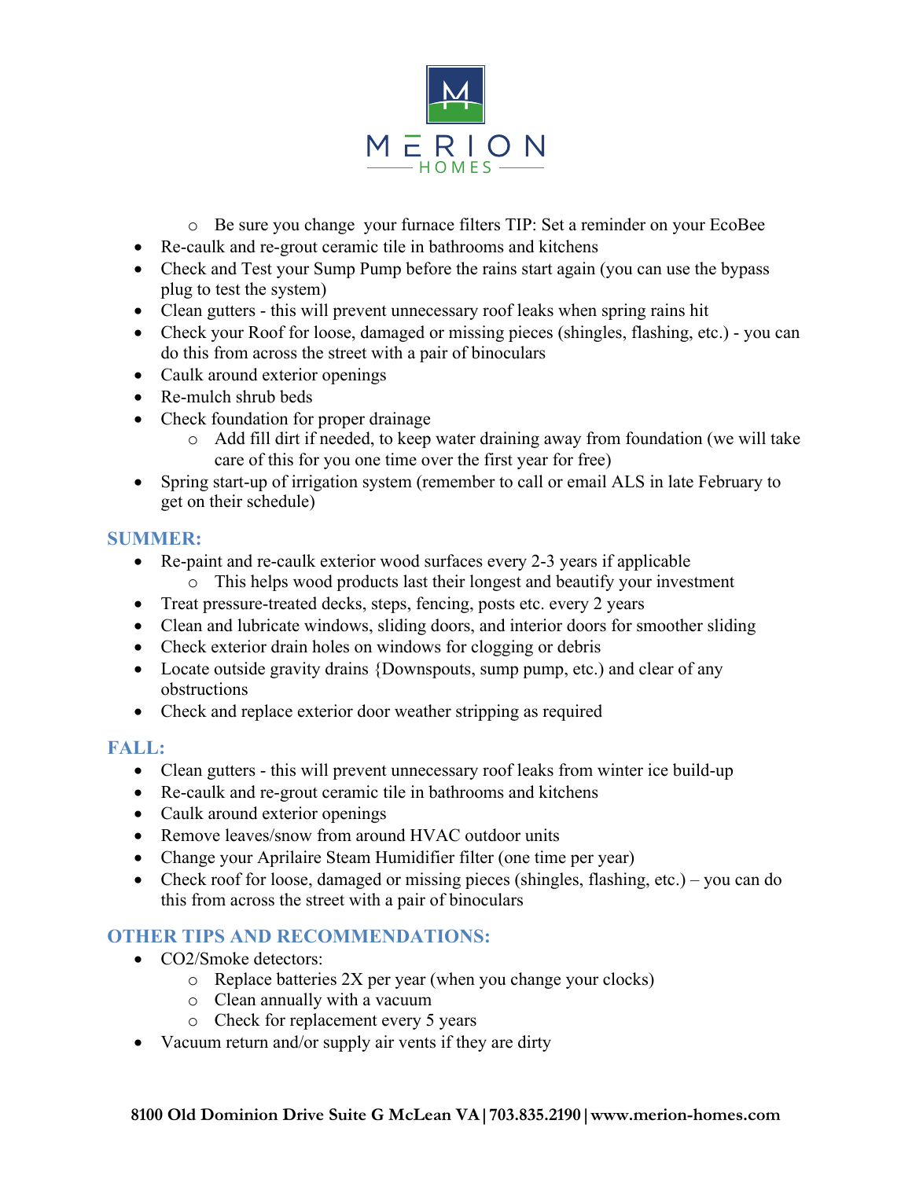- Be sure you change your furnace filters TIP: Set a reminder on your EcoBee
- Re-caulk and re-grout ceramic tile in bathrooms and kitchens
- Check and Test your Sump Pump before the rains start again (you can use the bypass plug to test the system)
- Clean gutters - this will prevent unnecessary roof leaks when spring rains hit
- Check your Roof for loose, damaged or missing pieces (shingles, flashing, etc.) - you can do this from across the street with a pair of binoculars
- Caulk around exterior openings
- Re-mulch shrub beds
- Check foundation for proper drainage
  - Add fill dirt if needed, to keep water draining away from foundation (we will take care of this for you one time over the first year for free)
- Spring start-up of irrigation system (remember to call or email ALS in late February to get on their schedule)

## SUMMER:

- Re-paint and re-caulk exterior wood surfaces every 2-3 years if applicable
  - This helps wood products last their longest and beautify your investment
- Treat pressure-treated decks, steps, fencing, posts etc. every 2 years
- Clean and lubricate windows, sliding doors, and interior doors for smoother sliding
- Check exterior drain holes on windows for clogging or debris
- Locate outside gravity drains {Downspouts, sump pump, etc.) and clear of any obstructions
- Check and replace exterior door weather stripping as required

## FALL:

- Clean gutters - this will prevent unnecessary roof leaks from winter ice build-up
- Re-caulk and re-grout ceramic tile in bathrooms and kitchens
- Caulk around exterior openings
- Remove leaves/snow from around HVAC outdoor units
- Change your Aprilaire Steam Humidifier filter (one time per year)
- Check roof for loose, damaged or missing pieces (shingles, flashing, etc.) – you can do this from across the street with a pair of binoculars

## OTHER TIPS AND RECOMMENDATIONS:

- $CO_2$/Smoke detectors:
  - Replace batteries 2X per year (when you change your clocks)
  - Clean annually with a vacuum
  - Check for replacement every 5 years
- Vacuum return and/or supply air vents if they are dirty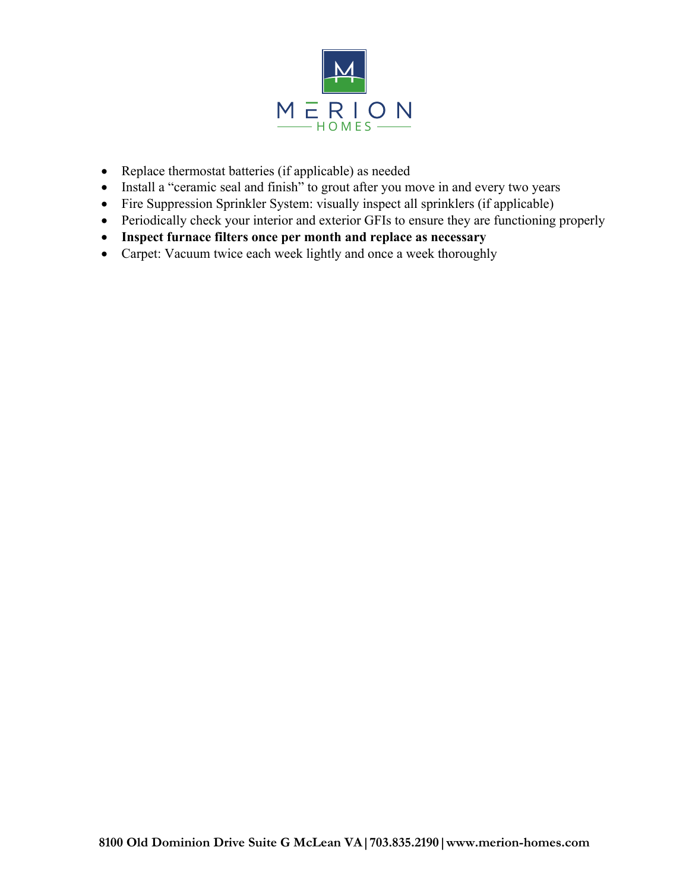- Replace thermostat batteries (if applicable) as needed
- Install a "ceramic seal and finish" to grout after you move in and every two years
- Fire Suppression Sprinkler System: visually inspect all sprinklers (if applicable)
- Periodically check your interior and exterior GFIs to ensure they are functioning properly
- **Inspect furnace filters once per month and replace as necessary**
- Carpet: Vacuum twice each week lightly and once a week thoroughly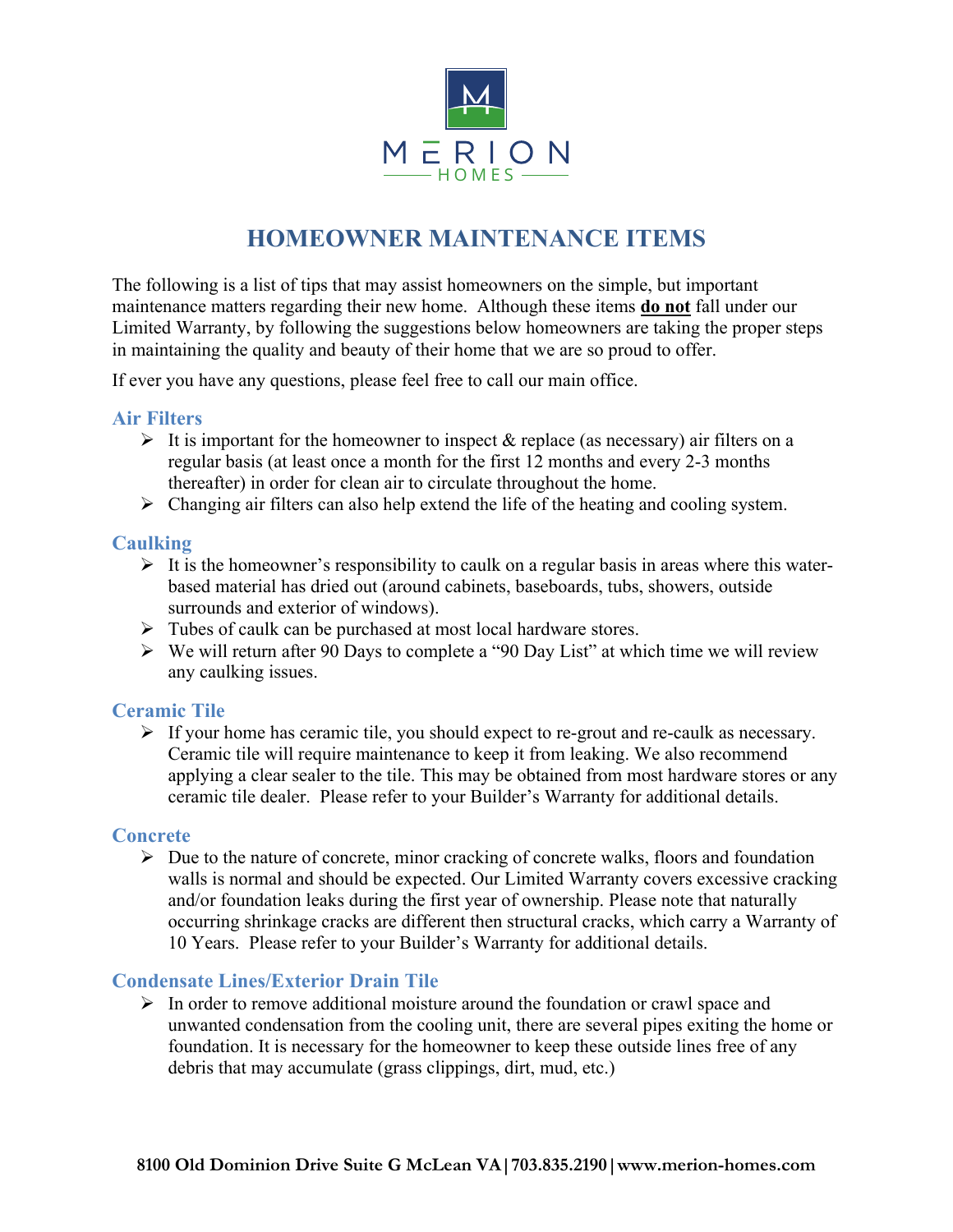# HOMEOWNER MAINTENANCE ITEMS

The following is a list of tips that may assist homeowners on the simple, but important maintenance matters regarding their new home. Although these items **do not** fall under our Limited Warranty, by following the suggestions below homeowners are taking the proper steps in maintaining the quality and beauty of their home that we are so proud to offer.

If ever you have any questions, please feel free to call our main office.

### Air Filters

- It is important for the homeowner to inspect & replace (as necessary) air filters on a regular basis (at least once a month for the first 12 months and every 2-3 months thereafter) in order for clean air to circulate throughout the home.
- Changing air filters can also help extend the life of the heating and cooling system.

### Caulking

- It is the homeowner's responsibility to caulk on a regular basis in areas where this water-based material has dried out (around cabinets, baseboards, tubs, showers, outside surrounds and exterior of windows).
- Tubes of caulk can be purchased at most local hardware stores.
- We will return after 90 Days to complete a "90 Day List" at which time we will review any caulking issues.

### Ceramic Tile

- If your home has ceramic tile, you should expect to re-grout and re-caulk as necessary. Ceramic tile will require maintenance to keep it from leaking. We also recommend applying a clear sealer to the tile. This may be obtained from most hardware stores or any ceramic tile dealer. Please refer to your Builder's Warranty for additional details.

### Concrete

- Due to the nature of concrete, minor cracking of concrete walks, floors and foundation walls is normal and should be expected. Our Limited Warranty covers excessive cracking and/or foundation leaks during the first year of ownership. Please note that naturally occurring shrinkage cracks are different then structural cracks, which carry a Warranty of 10 Years. Please refer to your Builder's Warranty for additional details.

### Condensate Lines/Exterior Drain Tile

- In order to remove additional moisture around the foundation or crawl space and unwanted condensation from the cooling unit, there are several pipes exiting the home or foundation. It is necessary for the homeowner to keep these outside lines free of any debris that may accumulate (grass clippings, dirt, mud, etc.)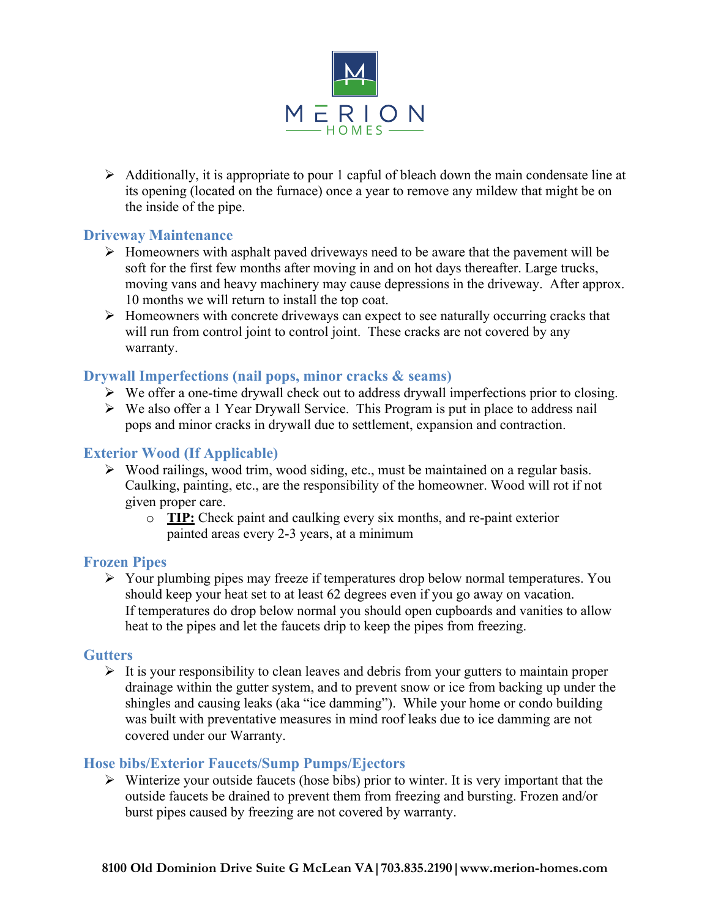- Additionally, it is appropriate to pour 1 capful of bleach down the main condensate line at its opening (located on the furnace) once a year to remove any mildew that might be on the inside of the pipe.

### Driveway Maintenance

- Homeowners with asphalt paved driveways need to be aware that the pavement will be soft for the first few months after moving in and on hot days thereafter. Large trucks, moving vans and heavy machinery may cause depressions in the driveway. After approx. 10 months we will return to install the top coat.
- Homeowners with concrete driveways can expect to see naturally occurring cracks that will run from control joint to control joint. These cracks are not covered by any warranty.

### Drywall Imperfections (nail pops, minor cracks & seams)

- We offer a one-time drywall check out to address drywall imperfections prior to closing.
- We also offer a 1 Year Drywall Service. This Program is put in place to address nail pops and minor cracks in drywall due to settlement, expansion and contraction.

### Exterior Wood (If Applicable)

- Wood railings, wood trim, wood siding, etc., must be maintained on a regular basis. Caulking, painting, etc., are the responsibility of the homeowner. Wood will rot if not given proper care.
  - **TIP:** Check paint and caulking every six months, and re-paint exterior painted areas every 2-3 years, at a minimum

### Frozen Pipes

- Your plumbing pipes may freeze if temperatures drop below normal temperatures. You should keep your heat set to at least 62 degrees even if you go away on vacation. If temperatures do drop below normal you should open cupboards and vanities to allow heat to the pipes and let the faucets drip to keep the pipes from freezing.

### Gutters

- It is your responsibility to clean leaves and debris from your gutters to maintain proper drainage within the gutter system, and to prevent snow or ice from backing up under the shingles and causing leaks (aka "ice damming"). While your home or condo building was built with preventative measures in mind roof leaks due to ice damming are not covered under our Warranty.

### Hose bibs/Exterior Faucets/Sump Pumps/Ejectors

- Winterize your outside faucets (hose bibs) prior to winter. It is very important that the outside faucets be drained to prevent them from freezing and bursting. Frozen and/or burst pipes caused by freezing are not covered by warranty.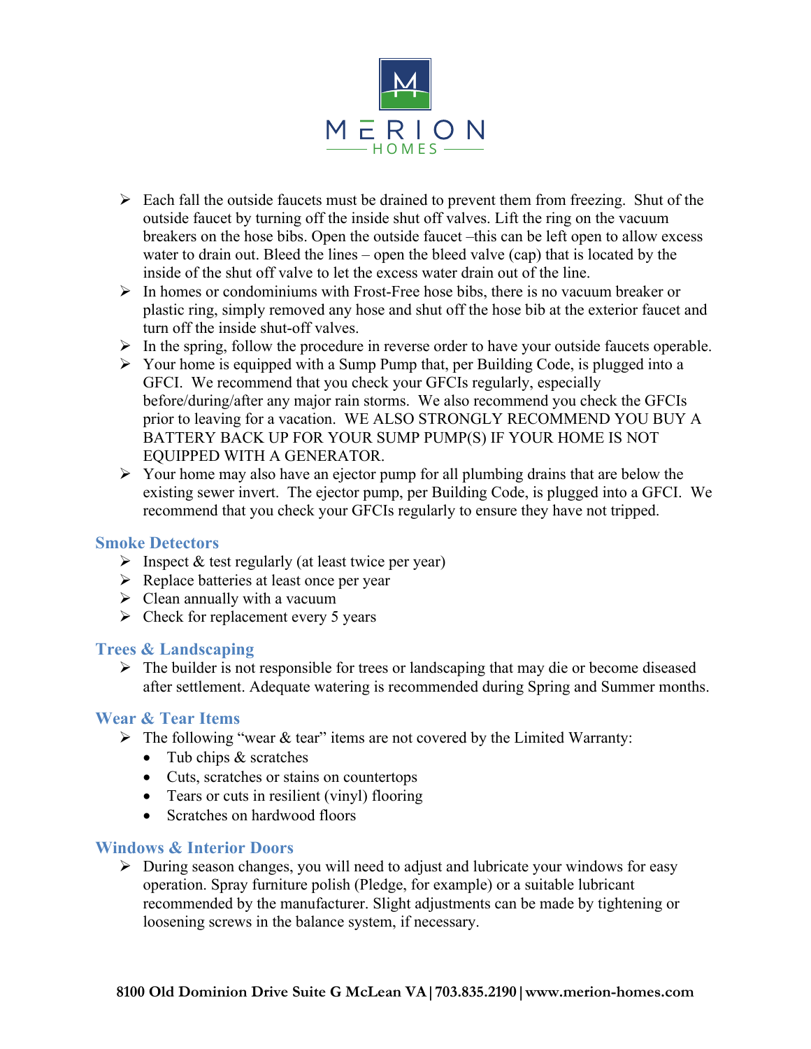- Each fall the outside faucets must be drained to prevent them from freezing. Shut of the outside faucet by turning off the inside shut off valves. Lift the ring on the vacuum breakers on the hose bibs. Open the outside faucet –this can be left open to allow excess water to drain out. Bleed the lines – open the bleed valve (cap) that is located by the inside of the shut off valve to let the excess water drain out of the line.
- In homes or condominiums with Frost-Free hose bibs, there is no vacuum breaker or plastic ring, simply removed any hose and shut off the hose bib at the exterior faucet and turn off the inside shut-off valves.
- In the spring, follow the procedure in reverse order to have your outside faucets operable.
- Your home is equipped with a Sump Pump that, per Building Code, is plugged into a GFCI. We recommend that you check your GFCIs regularly, especially before/during/after any major rain storms. We also recommend you check the GFCIs prior to leaving for a vacation. WE ALSO STRONGLY RECOMMEND YOU BUY A BATTERY BACK UP FOR YOUR SUMP PUMP(S) IF YOUR HOME IS NOT EQUIPPED WITH A GENERATOR.
- Your home may also have an ejector pump for all plumbing drains that are below the existing sewer invert. The ejector pump, per Building Code, is plugged into a GFCI. We recommend that you check your GFCIs regularly to ensure they have not tripped.

## Smoke Detectors

- Inspect & test regularly (at least twice per year)
- Replace batteries at least once per year
- Clean annually with a vacuum
- Check for replacement every 5 years

## Trees & Landscaping

- The builder is not responsible for trees or landscaping that may die or become diseased after settlement. Adequate watering is recommended during Spring and Summer months.

## Wear & Tear Items

- The following "wear & tear" items are not covered by the Limited Warranty:
  - Tub chips & scratches
  - Cuts, scratches or stains on countertops
  - Tears or cuts in resilient (vinyl) flooring
  - Scratches on hardwood floors

## Windows & Interior Doors

- During season changes, you will need to adjust and lubricate your windows for easy operation. Spray furniture polish (Pledge, for example) or a suitable lubricant recommended by the manufacturer. Slight adjustments can be made by tightening or loosening screws in the balance system, if necessary.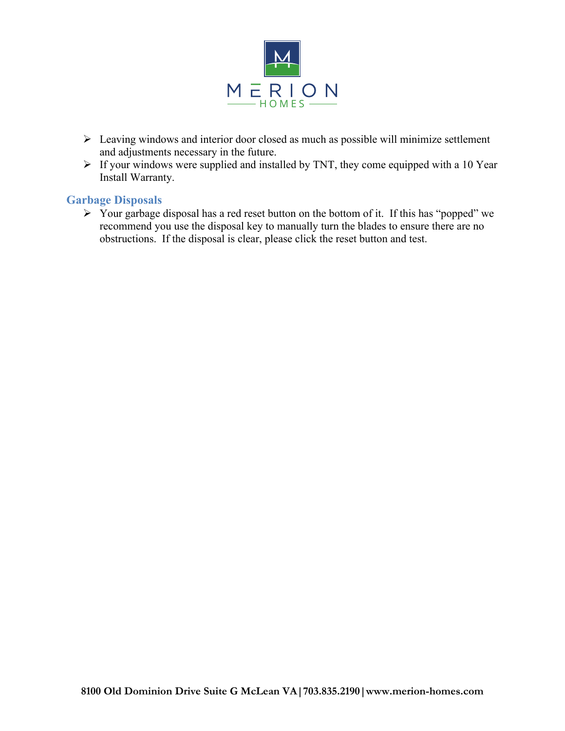- Leaving windows and interior door closed as much as possible will minimize settlement and adjustments necessary in the future.
- If your windows were supplied and installed by TNT, they come equipped with a 10 Year Install Warranty.

## Garbage Disposals

- Your garbage disposal has a red reset button on the bottom of it. If this has "popped" we recommend you use the disposal key to manually turn the blades to ensure there are no obstructions. If the disposal is clear, please click the reset button and test.